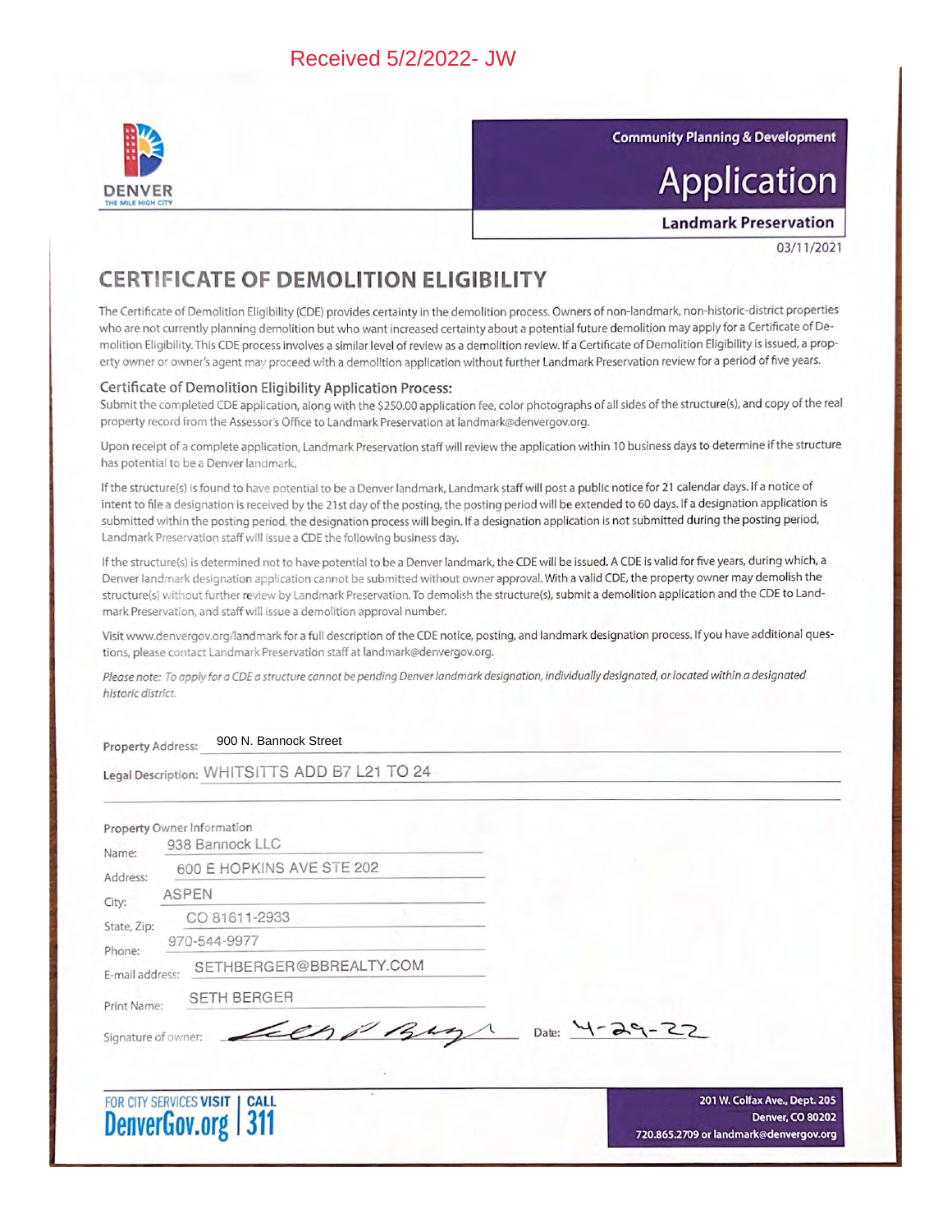Received 5/2/2022- JW

DENVER
THE MILE HIGH CITY

Community Planning & Development

# Application

**Landmark Preservation**

03/11/2021

## CERTIFICATE OF DEMOLITION ELIGIBILITY

The Certificate of Demolition Eligibility (CDE) provides certainty in the demolition process. Owners of non-landmark, non-historic-district properties who are not currently planning demolition but who want increased certainty about a potential future demolition may apply for a Certificate of Demolition Eligibility. This CDE process involves a similar level of review as a demolition review. If a Certificate of Demolition Eligibility is issued, a property owner or owner's agent may proceed with a demolition application without further Landmark Preservation review for a period of five years.

### Certificate of Demolition Eligibility Application Process:

Submit the completed CDE application, along with the $250.00 application fee, color photographs of all sides of the structure(s), and copy of the real property record from the Assessor's Office to Landmark Preservation at landmark@denvergov.org.

Upon receipt of a complete application, Landmark Preservation staff will review the application within 10 business days to determine if the structure has potential to be a Denver landmark.

If the structure(s) is found to have potential to be a Denver landmark, Landmark staff will post a public notice for 21 calendar days. If a notice of intent to file a designation is received by the 21st day of the posting, the posting period will be extended to 60 days. If a designation application is submitted within the posting period, the designation process will begin. If a designation application is not submitted during the posting period, Landmark Preservation staff will issue a CDE the following business day.

If the structure(s) is determined not to have potential to be a Denver landmark, the CDE will be issued. A CDE is valid for five years, during which, a Denver landmark designation application cannot be submitted without owner approval. With a valid CDE, the property owner may demolish the structure(s) without further review by Landmark Preservation. To demolish the structure(s), submit a demolition application and the CDE to Landmark Preservation, and staff will issue a demolition approval number.

Visit www.denvergov.org/landmark for a full description of the CDE notice, posting, and landmark designation process. If you have additional questions, please contact Landmark Preservation staff at landmark@denvergov.org.

*Please note: To apply for a CDE a structure cannot be pending Denver landmark designation, individually designated, or located within a designated historic district.*

Property Address: 900 N. Bannock Street

Legal Description: WHITSITTS ADD B7 L21 TO 24

Property Owner Information

Name: 938 Bannock LLC

Address: 600 E HOPKINS AVE STE 202

City: ASPEN

State, Zip: CO 81611-2933

Phone: 970-544-9977

E-mail address: SETHBERGER@BBREALTY.COM

Print Name: SETH BERGER

Signature of owner: [signature] Date: 4-29-22

FOR CITY SERVICES VISIT DenverGov.org | CALL 311

201 W. Colfax Ave., Dept. 205
Denver, CO 80202
720.865.2709 or landmark@denvergov.org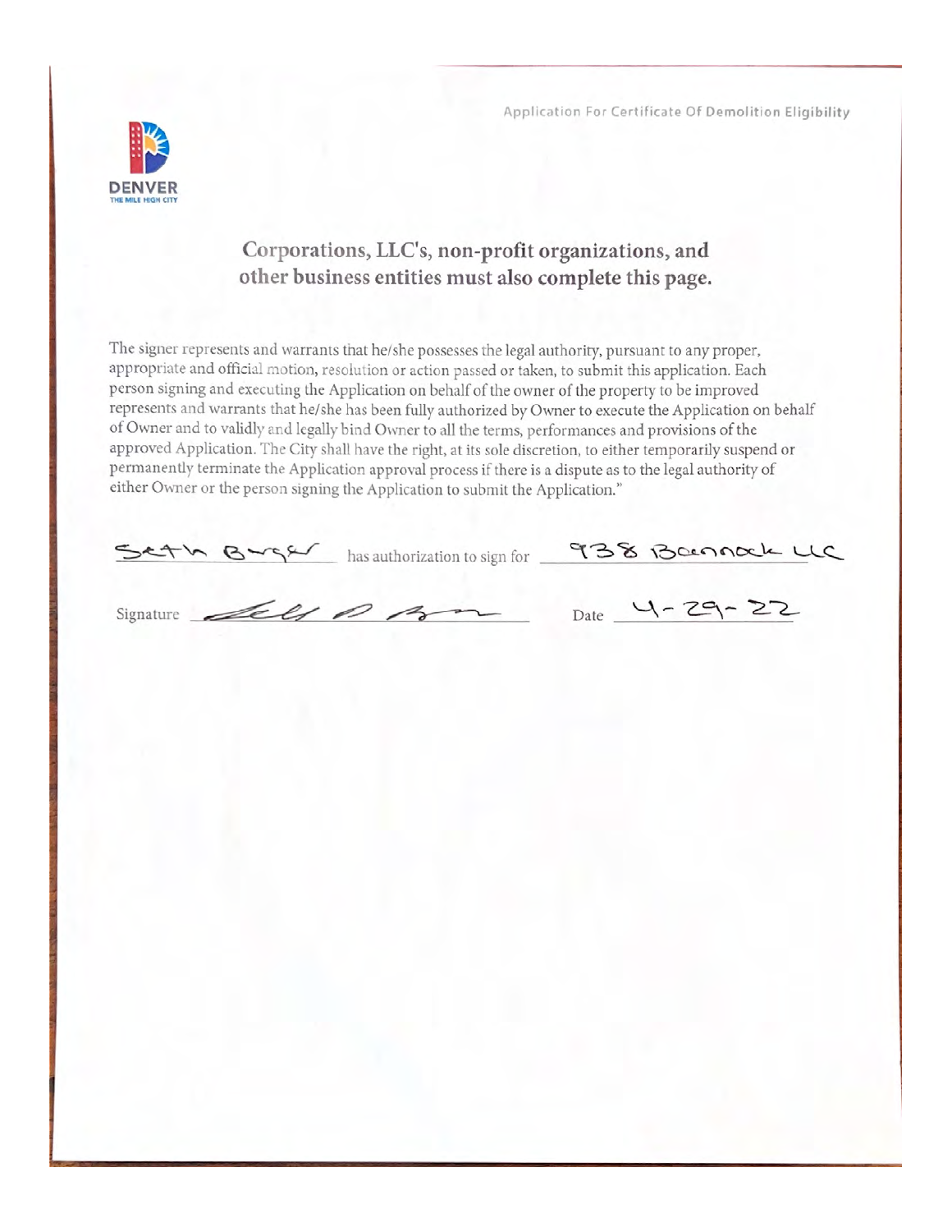## Corporations, LLC's, non-profit organizations, and other business entities must also complete this page.

The signer represents and warrants that he/she possesses the legal authority, pursuant to any proper, appropriate and official motion, resolution or action passed or taken, to submit this application. Each person signing and executing the Application on behalf of the owner of the property to be improved represents and warrants that he/she has been fully authorized by Owner to execute the Application on behalf of Owner and to validly and legally bind Owner to all the terms, performances and provisions of the approved Application. The City shall have the right, at its sole discretion, to either temporarily suspend or permanently terminate the Application approval process if there is a dispute as to the legal authority of either Owner or the person signing the Application to submit the Application."

Seth Berger has authorization to sign for 938 Bannock LLC

Signature _[signature]_ Date 4-29-22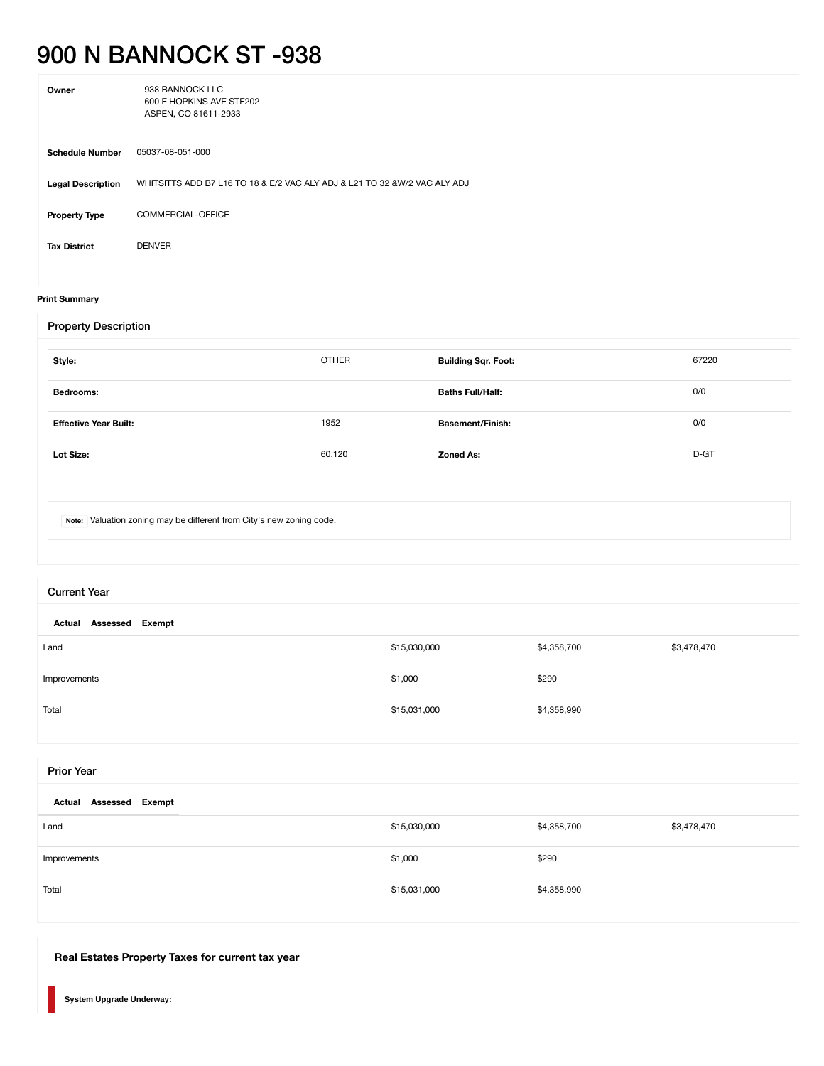# 900 N BANNOCK ST -938

| | |
|---|---|
| **Owner** | 938 BANNOCK LLC<br>600 E HOPKINS AVE STE202<br>ASPEN, CO 81611-2933 |
| **Schedule Number** | 05037-08-051-000 |
| **Legal Description** | WHITSITTS ADD B7 L16 TO 18 & E/2 VAC ALY ADJ & L21 TO 32 &W/2 VAC ALY ADJ |
| **Property Type** | COMMERCIAL-OFFICE |
| **Tax District** | DENVER |

**Print Summary**

## Property Description

| | | | |
|---|---|---|---|
| **Style:** | OTHER | **Building Sqr. Foot:** | 67220 |
| **Bedrooms:** | | **Baths Full/Half:** | 0/0 |
| **Effective Year Built:** | 1952 | **Basement/Finish:** | 0/0 |
| **Lot Size:** | 60,120 | **Zoned As:** | D-GT |

**Note:** Valuation zoning may be different from City's new zoning code.

## Current Year

| | Actual | Assessed | Exempt |
|---|---|---|---|
| Land | $15,030,000 | $4,358,700 | $3,478,470 |
| Improvements | $1,000 | $290 | |
| Total | $15,031,000 | $4,358,990 | |

## Prior Year

| | Actual | Assessed | Exempt |
|---|---|---|---|
| Land | $15,030,000 | $4,358,700 | $3,478,470 |
| Improvements | $1,000 | $290 | |
| Total | $15,031,000 | $4,358,990 | |

### Real Estates Property Taxes for current tax year

**System Upgrade Underway:**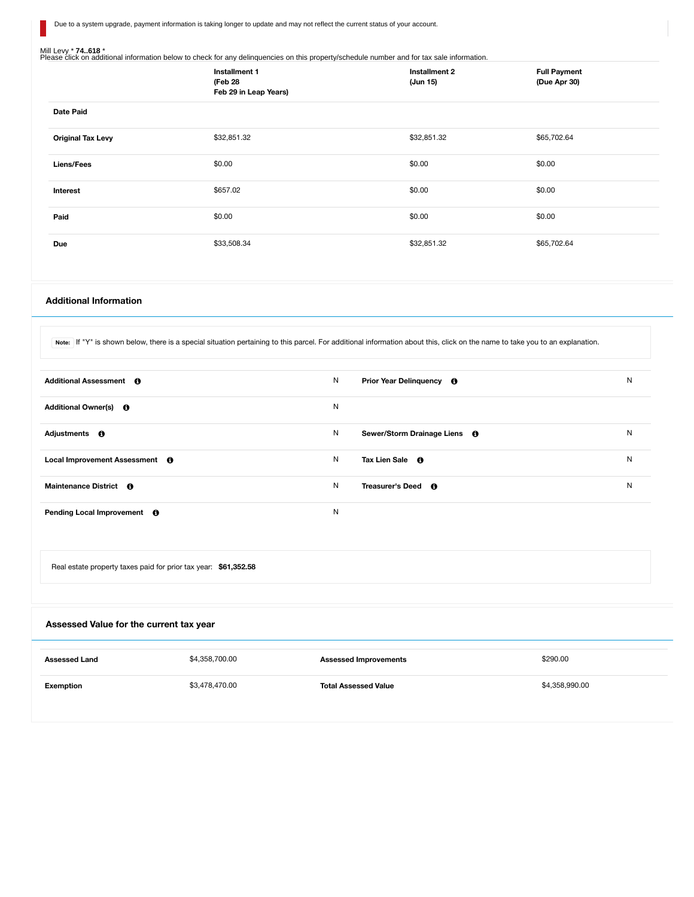Due to a system upgrade, payment information is taking longer to update and may not reflect the current status of your account.

Mill Levy * **74..618** *
Please click on additional information below to check for any delinquencies on this property/schedule number and for tax sale information.

| | Installment 1 (Feb 28 Feb 29 in Leap Years) | Installment 2 (Jun 15) | Full Payment (Due Apr 30) |
|---|---|---|---|
| **Date Paid** | | | |
| **Original Tax Levy** | $32,851.32 | $32,851.32 | $65,702.64 |
| **Liens/Fees** | $0.00 | $0.00 | $0.00 |
| **Interest** | $657.02 | $0.00 | $0.00 |
| **Paid** | $0.00 | $0.00 | $0.00 |
| **Due** | $33,508.34 | $32,851.32 | $65,702.64 |

## Additional Information

**Note:** If "Y" is shown below, there is a special situation pertaining to this parcel. For additional information about this, click on the name to take you to an explanation.

| | | | |
|---|---|---|---|
| **Additional Assessment** | N | **Prior Year Delinquency** | N |
| **Additional Owner(s)** | N | | |
| **Adjustments** | N | **Sewer/Storm Drainage Liens** | N |
| **Local Improvement Assessment** | N | **Tax Lien Sale** | N |
| **Maintenance District** | N | **Treasurer's Deed** | N |
| **Pending Local Improvement** | N | | |

Real estate property taxes paid for prior tax year: **$61,352.58**

## Assessed Value for the current tax year

| | | | |
|---|---|---|---|
| **Assessed Land** | $4,358,700.00 | **Assessed Improvements** | $290.00 |
| **Exemption** | $3,478,470.00 | **Total Assessed Value** | $4,358,990.00 |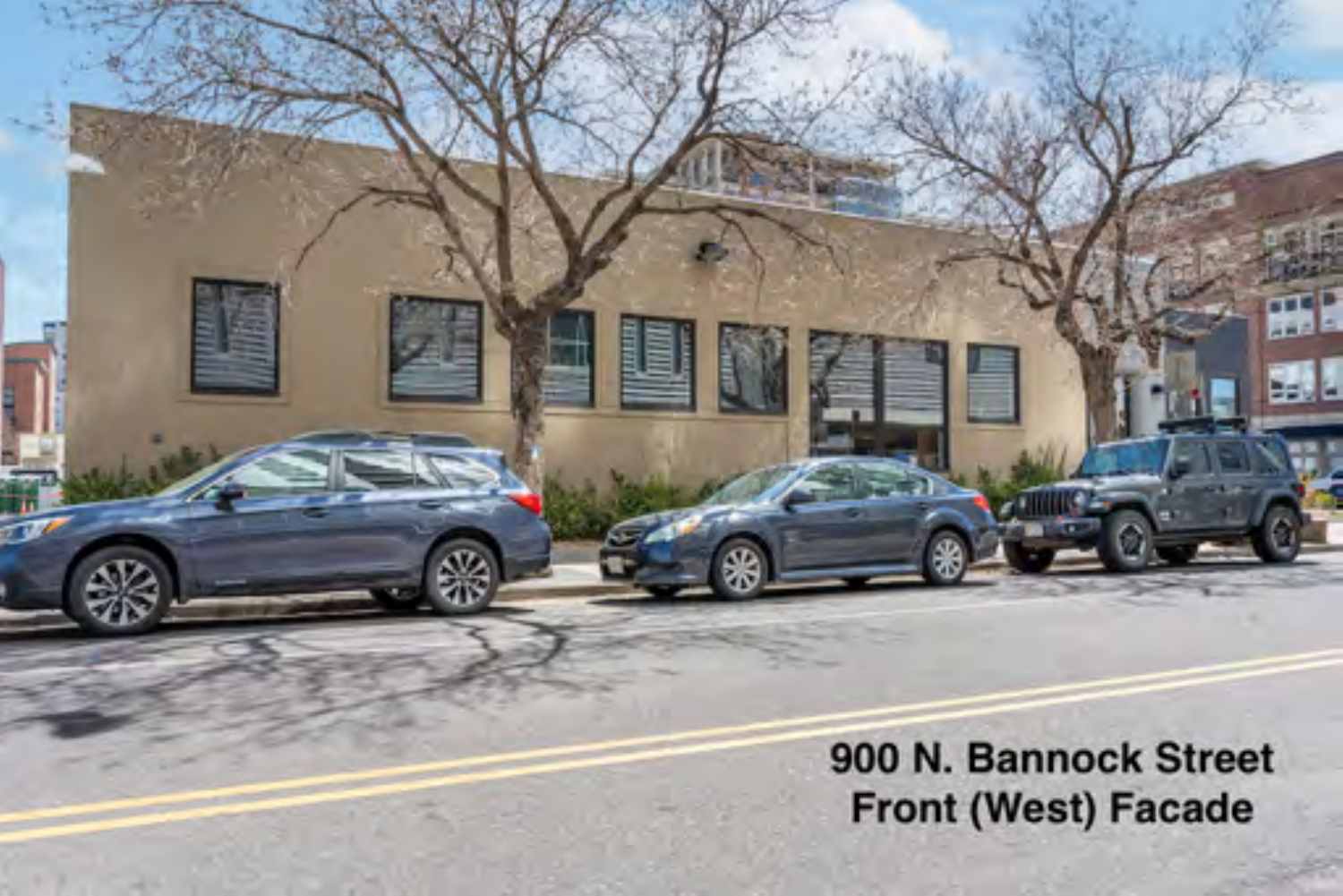900 N. Bannock Street
Front (West) Facade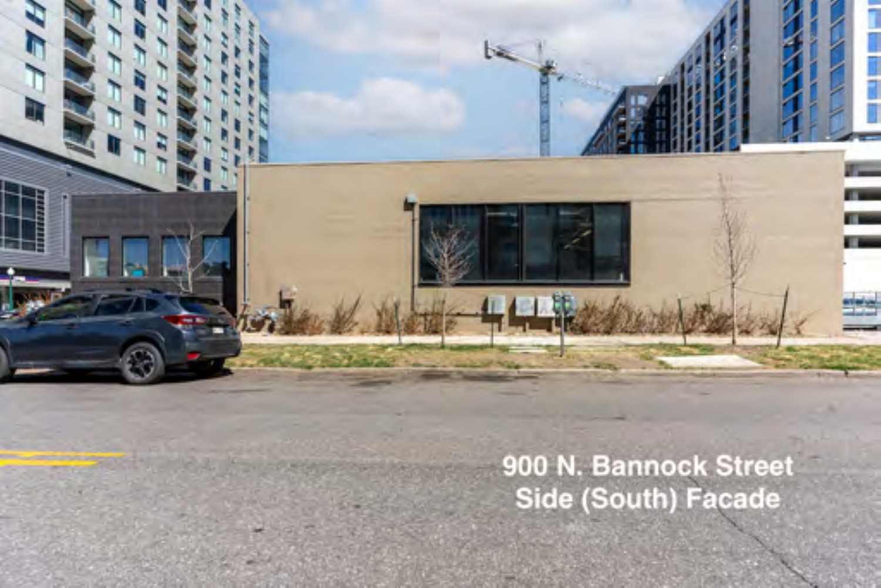900 N. Bannock Street
Side (South) Facade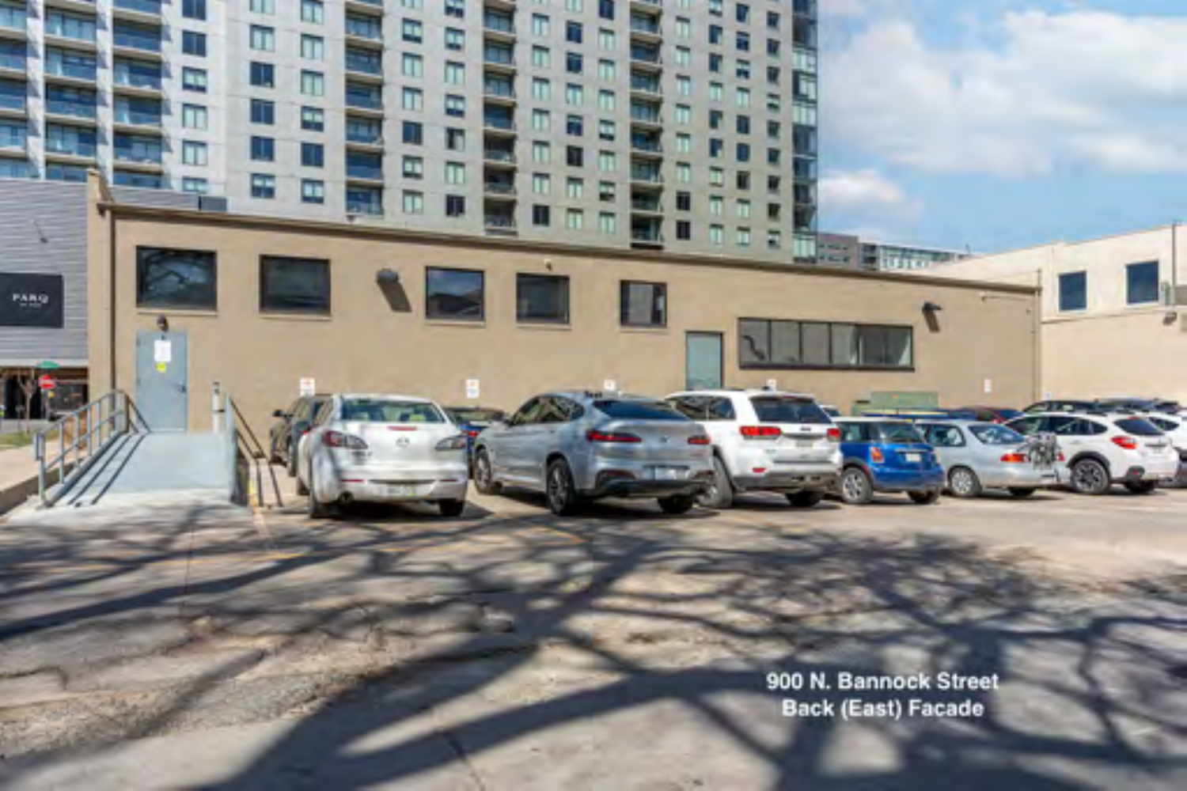900 N. Bannock Street
Back (East) Facade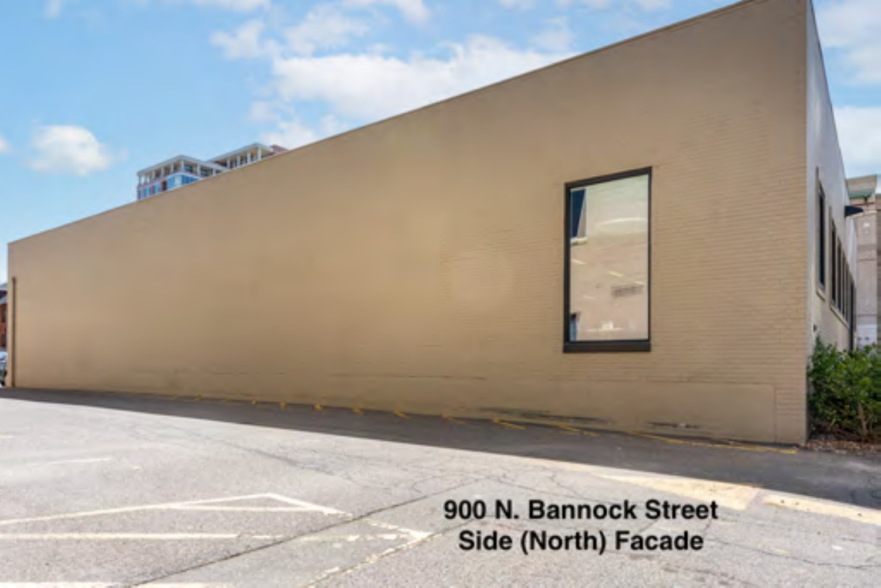900 N. Bannock Street
Side (North) Facade